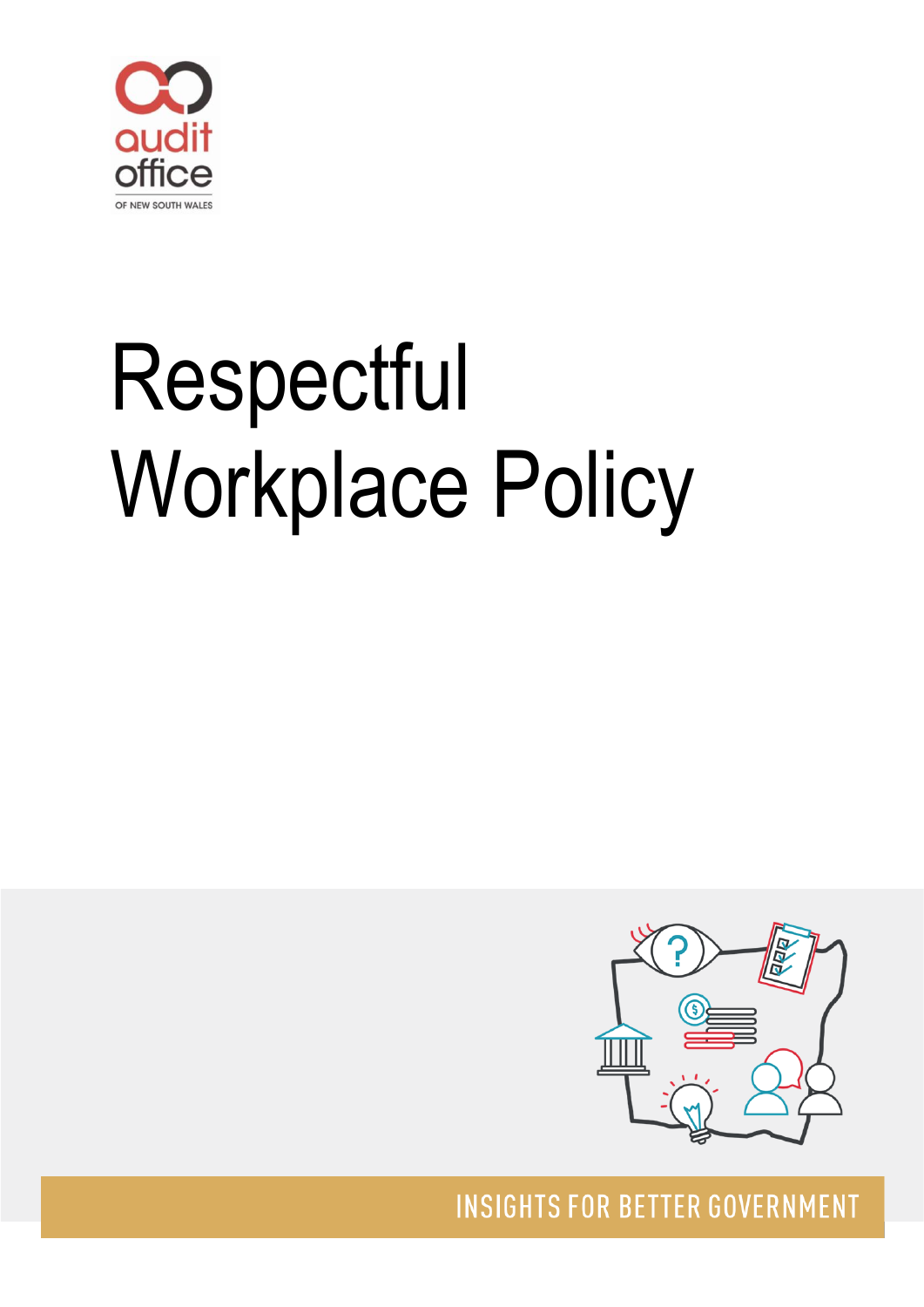audit office

OF NEW SOUTH WALES

# Respectful Workplace Policy

INSIGHTS FOR BETTER GOVERNMENT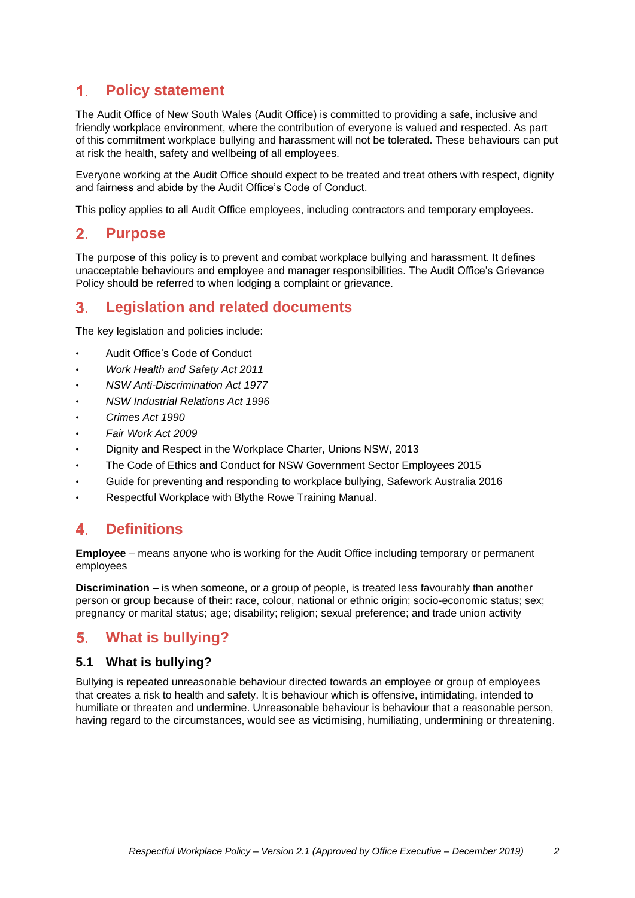## 1. Policy statement

The Audit Office of New South Wales (Audit Office) is committed to providing a safe, inclusive and friendly workplace environment, where the contribution of everyone is valued and respected. As part of this commitment workplace bullying and harassment will not be tolerated. These behaviours can put at risk the health, safety and wellbeing of all employees.

Everyone working at the Audit Office should expect to be treated and treat others with respect, dignity and fairness and abide by the Audit Office's Code of Conduct.

This policy applies to all Audit Office employees, including contractors and temporary employees.

## 2. Purpose

The purpose of this policy is to prevent and combat workplace bullying and harassment. It defines unacceptable behaviours and employee and manager responsibilities. The Audit Office's Grievance Policy should be referred to when lodging a complaint or grievance.

## 3. Legislation and related documents

The key legislation and policies include:

- Audit Office's Code of Conduct
- *Work Health and Safety Act 2011*
- *NSW Anti-Discrimination Act 1977*
- *NSW Industrial Relations Act 1996*
- *Crimes Act 1990*
- *Fair Work Act 2009*
- Dignity and Respect in the Workplace Charter, Unions NSW, 2013
- The Code of Ethics and Conduct for NSW Government Sector Employees 2015
- Guide for preventing and responding to workplace bullying, Safework Australia 2016
- Respectful Workplace with Blythe Rowe Training Manual.

## 4. Definitions

**Employee** – means anyone who is working for the Audit Office including temporary or permanent employees

**Discrimination** – is when someone, or a group of people, is treated less favourably than another person or group because of their: race, colour, national or ethnic origin; socio-economic status; sex; pregnancy or marital status; age; disability; religion; sexual preference; and trade union activity

## 5. What is bullying?

### 5.1 What is bullying?

Bullying is repeated unreasonable behaviour directed towards an employee or group of employees that creates a risk to health and safety. It is behaviour which is offensive, intimidating, intended to humiliate or threaten and undermine. Unreasonable behaviour is behaviour that a reasonable person, having regard to the circumstances, would see as victimising, humiliating, undermining or threatening.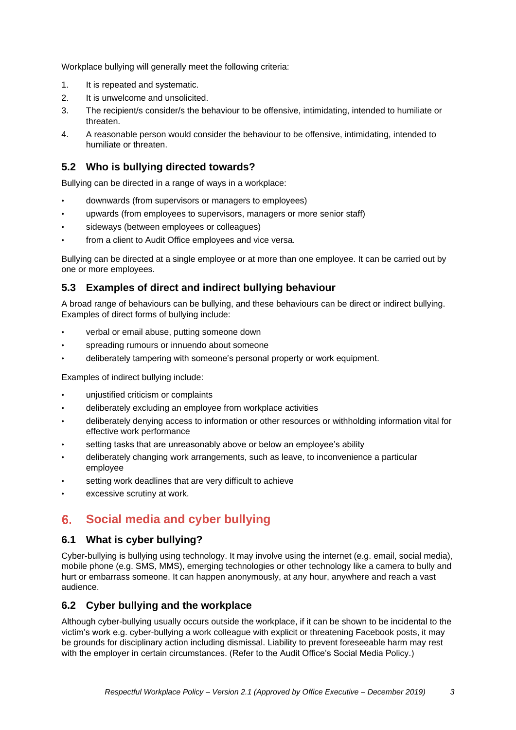Workplace bullying will generally meet the following criteria:

1. It is repeated and systematic.
2. It is unwelcome and unsolicited.
3. The recipient/s consider/s the behaviour to be offensive, intimidating, intended to humiliate or threaten.
4. A reasonable person would consider the behaviour to be offensive, intimidating, intended to humiliate or threaten.

### 5.2 Who is bullying directed towards?

Bullying can be directed in a range of ways in a workplace:

- downwards (from supervisors or managers to employees)
- upwards (from employees to supervisors, managers or more senior staff)
- sideways (between employees or colleagues)
- from a client to Audit Office employees and vice versa.

Bullying can be directed at a single employee or at more than one employee. It can be carried out by one or more employees.

### 5.3 Examples of direct and indirect bullying behaviour

A broad range of behaviours can be bullying, and these behaviours can be direct or indirect bullying. Examples of direct forms of bullying include:

- verbal or email abuse, putting someone down
- spreading rumours or innuendo about someone
- deliberately tampering with someone's personal property or work equipment.

Examples of indirect bullying include:

- unjustified criticism or complaints
- deliberately excluding an employee from workplace activities
- deliberately denying access to information or other resources or withholding information vital for effective work performance
- setting tasks that are unreasonably above or below an employee's ability
- deliberately changing work arrangements, such as leave, to inconvenience a particular employee
- setting work deadlines that are very difficult to achieve
- excessive scrutiny at work.

## 6. Social media and cyber bullying

### 6.1 What is cyber bullying?

Cyber-bullying is bullying using technology. It may involve using the internet (e.g. email, social media), mobile phone (e.g. SMS, MMS), emerging technologies or other technology like a camera to bully and hurt or embarrass someone. It can happen anonymously, at any hour, anywhere and reach a vast audience.

### 6.2 Cyber bullying and the workplace

Although cyber-bullying usually occurs outside the workplace, if it can be shown to be incidental to the victim's work e.g. cyber-bullying a work colleague with explicit or threatening Facebook posts, it may be grounds for disciplinary action including dismissal. Liability to prevent foreseeable harm may rest with the employer in certain circumstances. (Refer to the Audit Office's Social Media Policy.)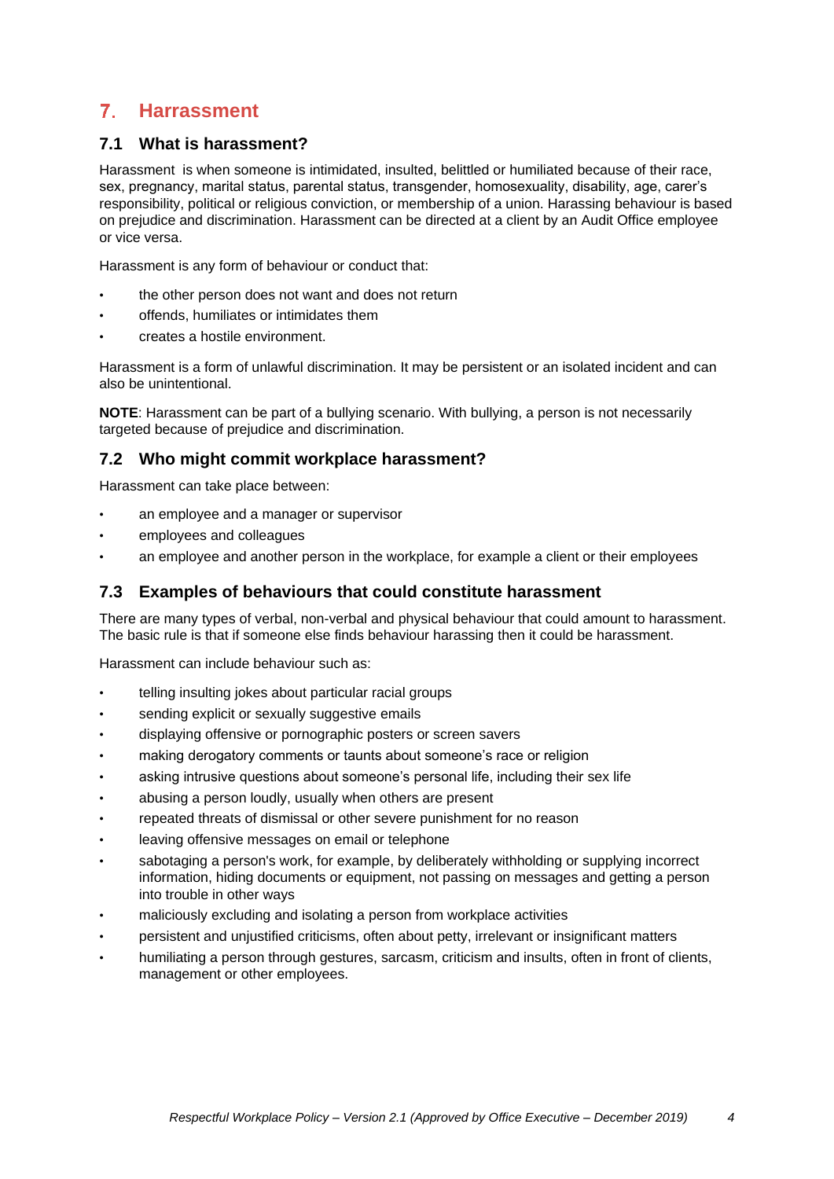## 7. Harrassment

### 7.1 What is harassment?

Harassment is when someone is intimidated, insulted, belittled or humiliated because of their race, sex, pregnancy, marital status, parental status, transgender, homosexuality, disability, age, carer's responsibility, political or religious conviction, or membership of a union. Harassing behaviour is based on prejudice and discrimination. Harassment can be directed at a client by an Audit Office employee or vice versa.

Harassment is any form of behaviour or conduct that:

- the other person does not want and does not return
- offends, humiliates or intimidates them
- creates a hostile environment.

Harassment is a form of unlawful discrimination. It may be persistent or an isolated incident and can also be unintentional.

**NOTE**: Harassment can be part of a bullying scenario. With bullying, a person is not necessarily targeted because of prejudice and discrimination.

### 7.2 Who might commit workplace harassment?

Harassment can take place between:

- an employee and a manager or supervisor
- employees and colleagues
- an employee and another person in the workplace, for example a client or their employees

### 7.3 Examples of behaviours that could constitute harassment

There are many types of verbal, non-verbal and physical behaviour that could amount to harassment. The basic rule is that if someone else finds behaviour harassing then it could be harassment.

Harassment can include behaviour such as:

- telling insulting jokes about particular racial groups
- sending explicit or sexually suggestive emails
- displaying offensive or pornographic posters or screen savers
- making derogatory comments or taunts about someone's race or religion
- asking intrusive questions about someone's personal life, including their sex life
- abusing a person loudly, usually when others are present
- repeated threats of dismissal or other severe punishment for no reason
- leaving offensive messages on email or telephone
- sabotaging a person's work, for example, by deliberately withholding or supplying incorrect information, hiding documents or equipment, not passing on messages and getting a person into trouble in other ways
- maliciously excluding and isolating a person from workplace activities
- persistent and unjustified criticisms, often about petty, irrelevant or insignificant matters
- humiliating a person through gestures, sarcasm, criticism and insults, often in front of clients, management or other employees.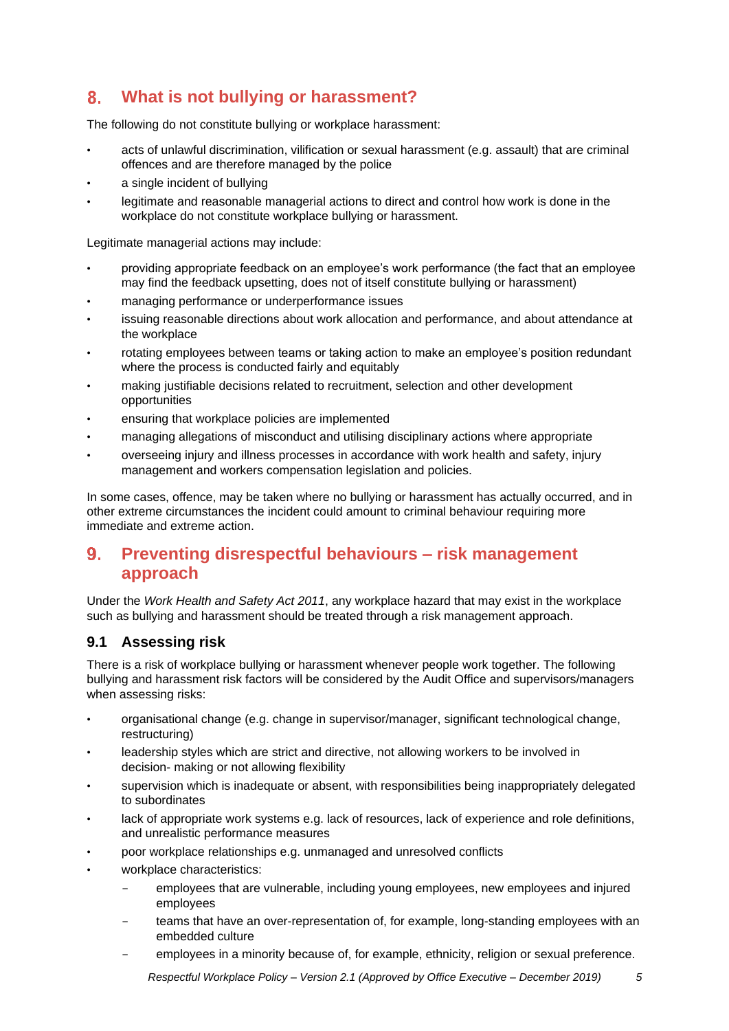## 8. What is not bullying or harassment?

The following do not constitute bullying or workplace harassment:

- acts of unlawful discrimination, vilification or sexual harassment (e.g. assault) that are criminal offences and are therefore managed by the police
- a single incident of bullying
- legitimate and reasonable managerial actions to direct and control how work is done in the workplace do not constitute workplace bullying or harassment.

Legitimate managerial actions may include:

- providing appropriate feedback on an employee's work performance (the fact that an employee may find the feedback upsetting, does not of itself constitute bullying or harassment)
- managing performance or underperformance issues
- issuing reasonable directions about work allocation and performance, and about attendance at the workplace
- rotating employees between teams or taking action to make an employee's position redundant where the process is conducted fairly and equitably
- making justifiable decisions related to recruitment, selection and other development opportunities
- ensuring that workplace policies are implemented
- managing allegations of misconduct and utilising disciplinary actions where appropriate
- overseeing injury and illness processes in accordance with work health and safety, injury management and workers compensation legislation and policies.

In some cases, offence, may be taken where no bullying or harassment has actually occurred, and in other extreme circumstances the incident could amount to criminal behaviour requiring more immediate and extreme action.

## 9. Preventing disrespectful behaviours – risk management approach

Under the *Work Health and Safety Act 2011*, any workplace hazard that may exist in the workplace such as bullying and harassment should be treated through a risk management approach.

### 9.1 Assessing risk

There is a risk of workplace bullying or harassment whenever people work together. The following bullying and harassment risk factors will be considered by the Audit Office and supervisors/managers when assessing risks:

- organisational change (e.g. change in supervisor/manager, significant technological change, restructuring)
- leadership styles which are strict and directive, not allowing workers to be involved in decision- making or not allowing flexibility
- supervision which is inadequate or absent, with responsibilities being inappropriately delegated to subordinates
- lack of appropriate work systems e.g. lack of resources, lack of experience and role definitions, and unrealistic performance measures
- poor workplace relationships e.g. unmanaged and unresolved conflicts
- workplace characteristics:
  - employees that are vulnerable, including young employees, new employees and injured employees
  - teams that have an over-representation of, for example, long-standing employees with an embedded culture
  - employees in a minority because of, for example, ethnicity, religion or sexual preference.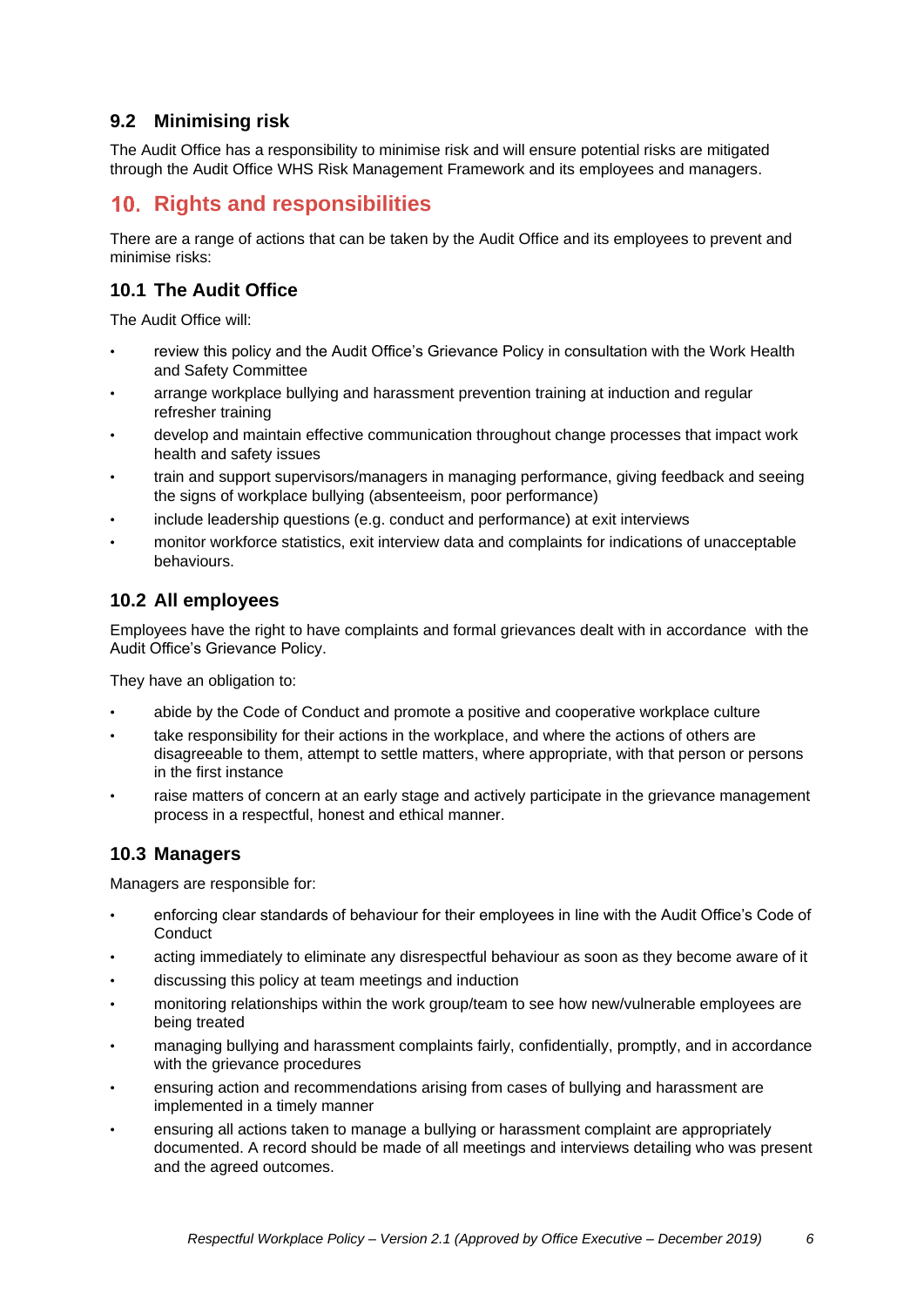### 9.2 Minimising risk

The Audit Office has a responsibility to minimise risk and will ensure potential risks are mitigated through the Audit Office WHS Risk Management Framework and its employees and managers.

## 10. Rights and responsibilities

There are a range of actions that can be taken by the Audit Office and its employees to prevent and minimise risks:

### 10.1 The Audit Office

The Audit Office will:

- review this policy and the Audit Office's Grievance Policy in consultation with the Work Health and Safety Committee
- arrange workplace bullying and harassment prevention training at induction and regular refresher training
- develop and maintain effective communication throughout change processes that impact work health and safety issues
- train and support supervisors/managers in managing performance, giving feedback and seeing the signs of workplace bullying (absenteeism, poor performance)
- include leadership questions (e.g. conduct and performance) at exit interviews
- monitor workforce statistics, exit interview data and complaints for indications of unacceptable behaviours.

### 10.2 All employees

Employees have the right to have complaints and formal grievances dealt with in accordance with the Audit Office's Grievance Policy.

They have an obligation to:

- abide by the Code of Conduct and promote a positive and cooperative workplace culture
- take responsibility for their actions in the workplace, and where the actions of others are disagreeable to them, attempt to settle matters, where appropriate, with that person or persons in the first instance
- raise matters of concern at an early stage and actively participate in the grievance management process in a respectful, honest and ethical manner.

### 10.3 Managers

Managers are responsible for:

- enforcing clear standards of behaviour for their employees in line with the Audit Office's Code of Conduct
- acting immediately to eliminate any disrespectful behaviour as soon as they become aware of it
- discussing this policy at team meetings and induction
- monitoring relationships within the work group/team to see how new/vulnerable employees are being treated
- managing bullying and harassment complaints fairly, confidentially, promptly, and in accordance with the grievance procedures
- ensuring action and recommendations arising from cases of bullying and harassment are implemented in a timely manner
- ensuring all actions taken to manage a bullying or harassment complaint are appropriately documented. A record should be made of all meetings and interviews detailing who was present and the agreed outcomes.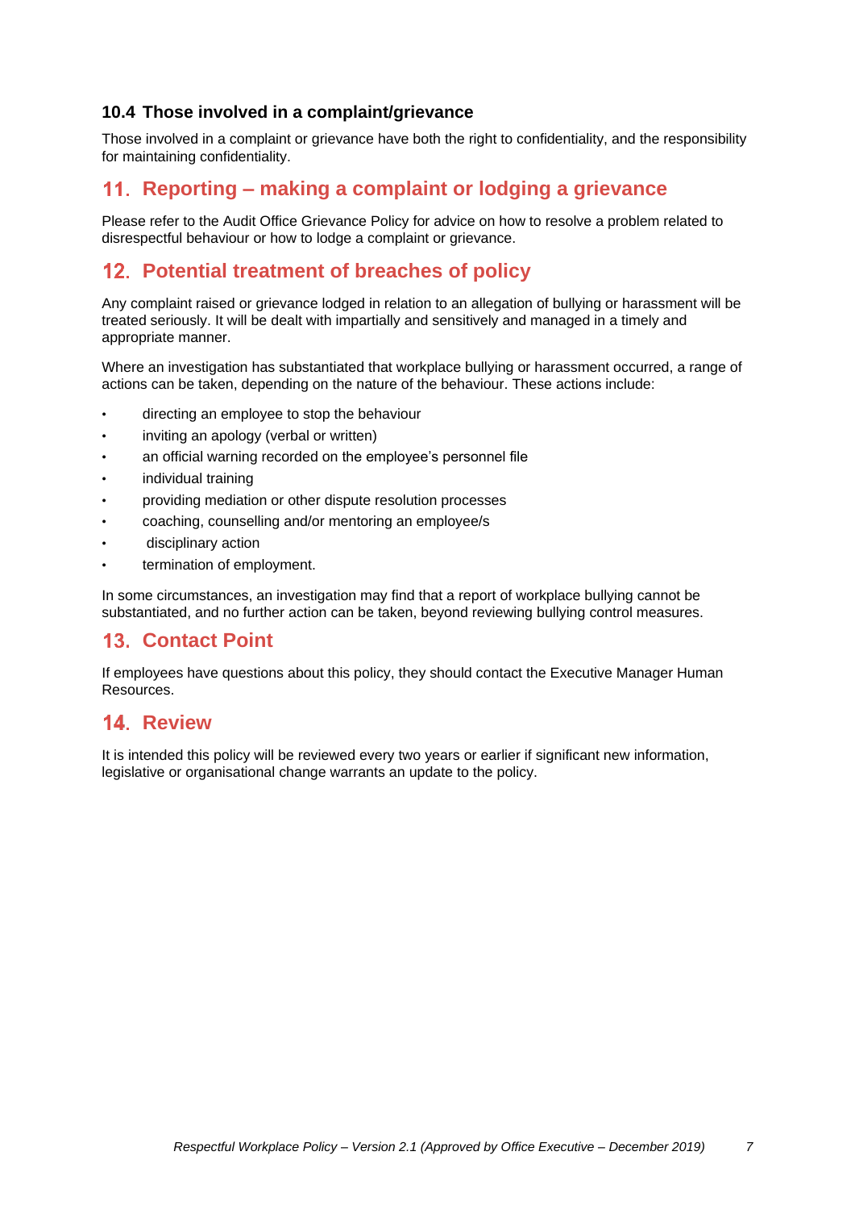### 10.4 Those involved in a complaint/grievance

Those involved in a complaint or grievance have both the right to confidentiality, and the responsibility for maintaining confidentiality.

## 11. Reporting – making a complaint or lodging a grievance

Please refer to the Audit Office Grievance Policy for advice on how to resolve a problem related to disrespectful behaviour or how to lodge a complaint or grievance.

## 12. Potential treatment of breaches of policy

Any complaint raised or grievance lodged in relation to an allegation of bullying or harassment will be treated seriously. It will be dealt with impartially and sensitively and managed in a timely and appropriate manner.

Where an investigation has substantiated that workplace bullying or harassment occurred, a range of actions can be taken, depending on the nature of the behaviour. These actions include:

- directing an employee to stop the behaviour
- inviting an apology (verbal or written)
- an official warning recorded on the employee's personnel file
- individual training
- providing mediation or other dispute resolution processes
- coaching, counselling and/or mentoring an employee/s
- disciplinary action
- termination of employment.

In some circumstances, an investigation may find that a report of workplace bullying cannot be substantiated, and no further action can be taken, beyond reviewing bullying control measures.

## 13. Contact Point

If employees have questions about this policy, they should contact the Executive Manager Human Resources.

## 14. Review

It is intended this policy will be reviewed every two years or earlier if significant new information, legislative or organisational change warrants an update to the policy.